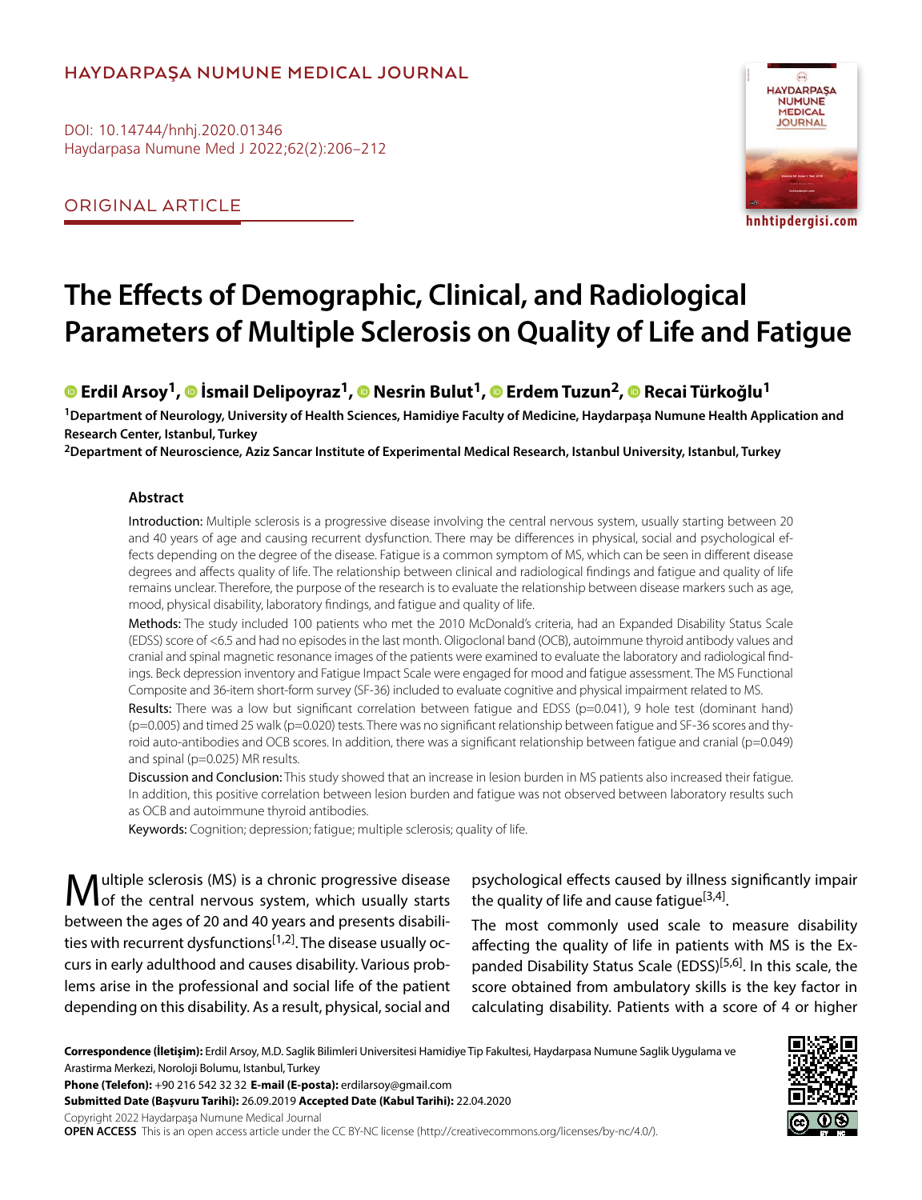ORIGINAL ARTICLE

# The Effects of Demographic, Clinical, and Radiological Parameters of Multiple Sclerosis on Quality of Life and Fatigue

**Erdil Arsoy[1], İsmail Delipoyraz[1], Nesrin Bulut[1], Erdem Tuzun[2], Recai Türkoğlu[1]**

[1]Department of Neurology, University of Health Sciences, Hamidiye Faculty of Medicine, Haydarpaşa Numune Health Application and Research Center, Istanbul, Turkey

[2]Department of Neuroscience, Aziz Sancar Institute of Experimental Medical Research, Istanbul University, Istanbul, Turkey

### Abstract

**Introduction:** Multiple sclerosis is a progressive disease involving the central nervous system, usually starting between 20 and 40 years of age and causing recurrent dysfunction. There may be differences in physical, social and psychological effects depending on the degree of the disease. Fatigue is a common symptom of MS, which can be seen in different disease degrees and affects quality of life. The relationship between clinical and radiological findings and fatigue and quality of life remains unclear. Therefore, the purpose of the research is to evaluate the relationship between disease markers such as age, mood, physical disability, laboratory findings, and fatigue and quality of life.

**Methods:** The study included 100 patients who met the 2010 McDonald's criteria, had an Expanded Disability Status Scale (EDSS) score of <6.5 and had no episodes in the last month. Oligoclonal band (OCB), autoimmune thyroid antibody values and cranial and spinal magnetic resonance images of the patients were examined to evaluate the laboratory and radiological findings. Beck depression inventory and Fatigue Impact Scale were engaged for mood and fatigue assessment. The MS Functional Composite and 36-item short-form survey (SF-36) included to evaluate cognitive and physical impairment related to MS.

**Results:** There was a low but significant correlation between fatigue and EDSS (p=0.041), 9 hole test (dominant hand) (p=0.005) and timed 25 walk (p=0.020) tests. There was no significant relationship between fatigue and SF-36 scores and thyroid auto-antibodies and OCB scores. In addition, there was a significant relationship between fatigue and cranial (p=0.049) and spinal (p=0.025) MR results.

**Discussion and Conclusion:** This study showed that an increase in lesion burden in MS patients also increased their fatigue. In addition, this positive correlation between lesion burden and fatigue was not observed between laboratory results such as OCB and autoimmune thyroid antibodies.

**Keywords:** Cognition; depression; fatigue; multiple sclerosis; quality of life.

Multiple sclerosis (MS) is a chronic progressive disease of the central nervous system, which usually starts between the ages of 20 and 40 years and presents disabilities with recurrent dysfunctions[1,2]. The disease usually occurs in early adulthood and causes disability. Various problems arise in the professional and social life of the patient depending on this disability. As a result, physical, social and psychological effects caused by illness significantly impair the quality of life and cause fatigue[3,4].

The most commonly used scale to measure disability affecting the quality of life in patients with MS is the Expanded Disability Status Scale (EDSS)[5,6]. In this scale, the score obtained from ambulatory skills is the key factor in calculating disability. Patients with a score of 4 or higher

**Correspondence (İletişim):** Erdil Arsoy, M.D. Saglik Bilimleri Universitesi Hamidiye Tip Fakultesi, Haydarpasa Numune Saglik Uygulama ve Arastirma Merkezi, Noroloji Bolumu, Istanbul, Turkey

**Phone (Telefon):** +90 216 542 32 32 **E-mail (E-posta):** erdilarsoy@gmail.com

**Submitted Date (Başvuru Tarihi):** 26.09.2019 **Accepted Date (Kabul Tarihi):** 22.04.2020

Copyright 2022 Haydarpaşa Numune Medical Journal

**OPEN ACCESS** This is an open access article under the CC BY-NC license (http://creativecommons.org/licenses/by-nc/4.0/).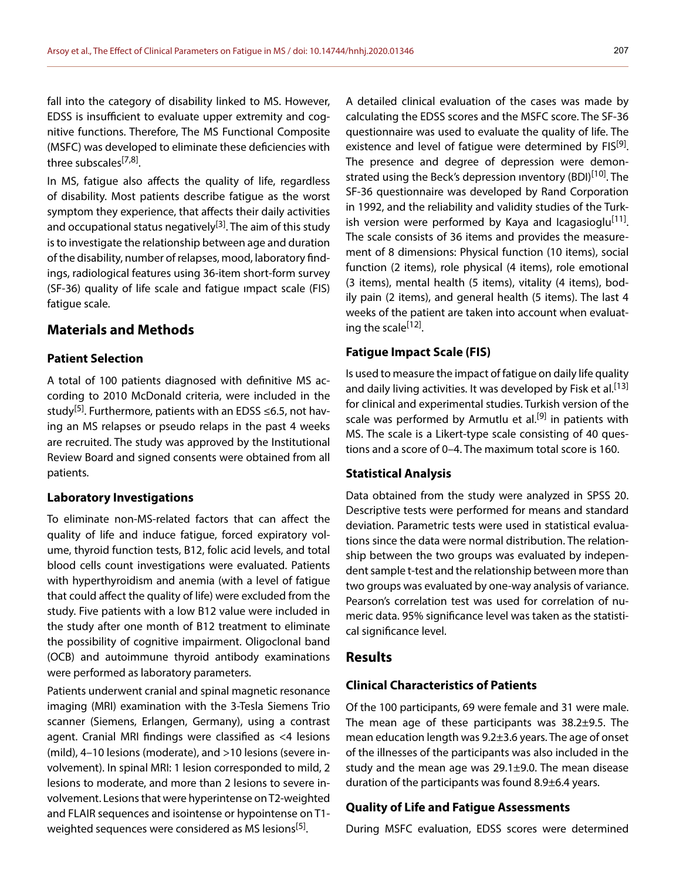fall into the category of disability linked to MS. However, EDSS is insufficient to evaluate upper extremity and cognitive functions. Therefore, The MS Functional Composite (MSFC) was developed to eliminate these deficiencies with three subscales[7,8].

In MS, fatigue also affects the quality of life, regardless of disability. Most patients describe fatigue as the worst symptom they experience, that affects their daily activities and occupational status negatively[3]. The aim of this study is to investigate the relationship between age and duration of the disability, number of relapses, mood, laboratory findings, radiological features using 36-item short-form survey (SF-36) quality of life scale and fatigue ımpact scale (FIS) fatigue scale.

## Materials and Methods

### Patient Selection

A total of 100 patients diagnosed with definitive MS according to 2010 McDonald criteria, were included in the study[5]. Furthermore, patients with an EDSS ≤6.5, not having an MS relapses or pseudo relaps in the past 4 weeks are recruited. The study was approved by the Institutional Review Board and signed consents were obtained from all patients.

### Laboratory Investigations

To eliminate non-MS-related factors that can affect the quality of life and induce fatigue, forced expiratory volume, thyroid function tests, B12, folic acid levels, and total blood cells count investigations were evaluated. Patients with hyperthyroidism and anemia (with a level of fatigue that could affect the quality of life) were excluded from the study. Five patients with a low B12 value were included in the study after one month of B12 treatment to eliminate the possibility of cognitive impairment. Oligoclonal band (OCB) and autoimmune thyroid antibody examinations were performed as laboratory parameters.

Patients underwent cranial and spinal magnetic resonance imaging (MRI) examination with the 3-Tesla Siemens Trio scanner (Siemens, Erlangen, Germany), using a contrast agent. Cranial MRI findings were classified as <4 lesions (mild), 4–10 lesions (moderate), and >10 lesions (severe involvement). In spinal MRI: 1 lesion corresponded to mild, 2 lesions to moderate, and more than 2 lesions to severe involvement. Lesions that were hyperintense on T2-weighted and FLAIR sequences and isointense or hypointense on T1-weighted sequences were considered as MS lesions[5].

A detailed clinical evaluation of the cases was made by calculating the EDSS scores and the MSFC score. The SF-36 questionnaire was used to evaluate the quality of life. The existence and level of fatigue were determined by FIS[9]. The presence and degree of depression were demonstrated using the Beck's depression ınventory (BDI)[10]. The SF-36 questionnaire was developed by Rand Corporation in 1992, and the reliability and validity studies of the Turkish version were performed by Kaya and Icagasioglu[11]. The scale consists of 36 items and provides the measurement of 8 dimensions: Physical function (10 items), social function (2 items), role physical (4 items), role emotional (3 items), mental health (5 items), vitality (4 items), bodily pain (2 items), and general health (5 items). The last 4 weeks of the patient are taken into account when evaluating the scale[12].

### Fatigue Impact Scale (FIS)

Is used to measure the impact of fatigue on daily life quality and daily living activities. It was developed by Fisk et al.[13] for clinical and experimental studies. Turkish version of the scale was performed by Armutlu et al.[9] in patients with MS. The scale is a Likert-type scale consisting of 40 questions and a score of 0–4. The maximum total score is 160.

### Statistical Analysis

Data obtained from the study were analyzed in SPSS 20. Descriptive tests were performed for means and standard deviation. Parametric tests were used in statistical evaluations since the data were normal distribution. The relationship between the two groups was evaluated by independent sample t-test and the relationship between more than two groups was evaluated by one-way analysis of variance. Pearson's correlation test was used for correlation of numeric data. 95% significance level was taken as the statistical significance level.

## Results

### Clinical Characteristics of Patients

Of the 100 participants, 69 were female and 31 were male. The mean age of these participants was 38.2±9.5. The mean education length was 9.2±3.6 years. The age of onset of the illnesses of the participants was also included in the study and the mean age was 29.1±9.0. The mean disease duration of the participants was found 8.9±6.4 years.

### Quality of Life and Fatigue Assessments

During MSFC evaluation, EDSS scores were determined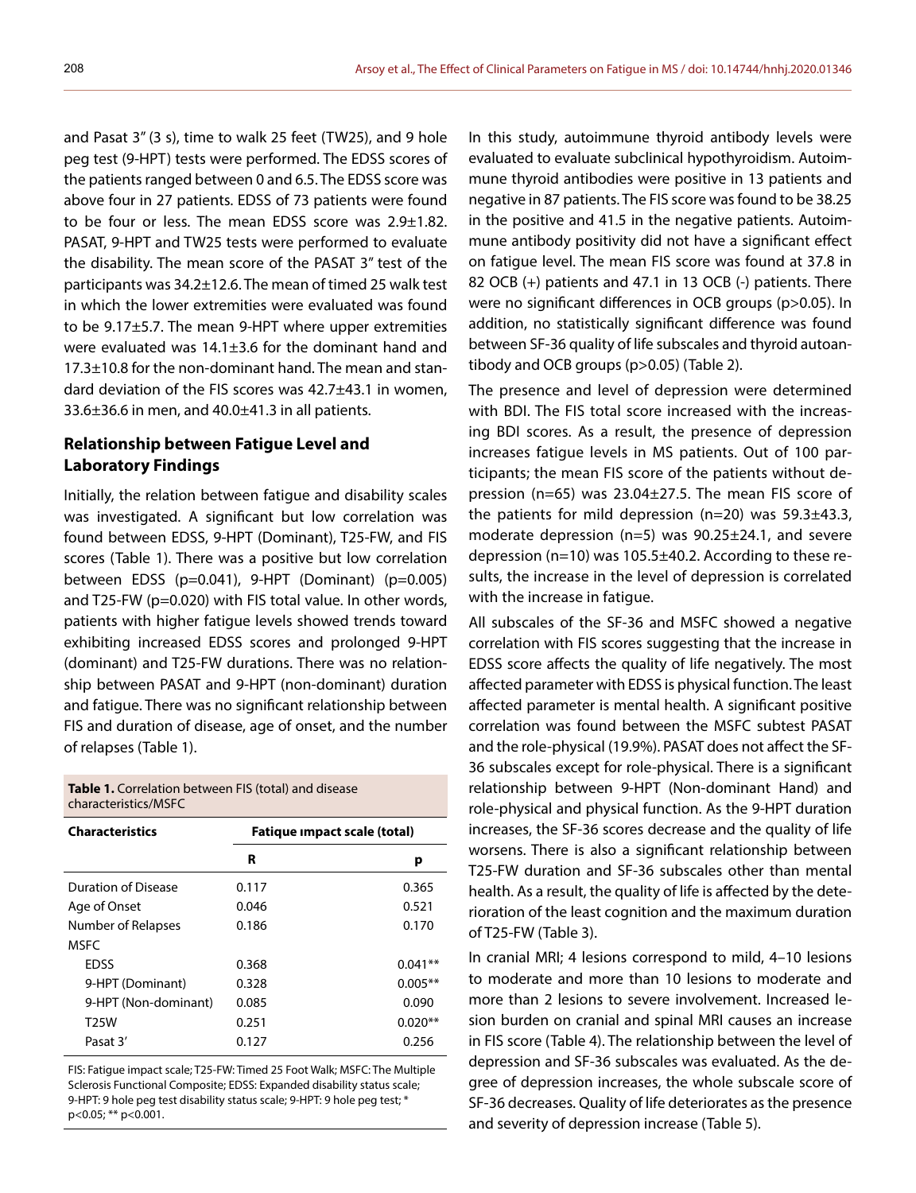and Pasat 3" (3 s), time to walk 25 feet (TW25), and 9 hole peg test (9-HPT) tests were performed. The EDSS scores of the patients ranged between 0 and 6.5. The EDSS score was above four in 27 patients. EDSS of 73 patients were found to be four or less. The mean EDSS score was 2.9±1.82. PASAT, 9-HPT and TW25 tests were performed to evaluate the disability. The mean score of the PASAT 3" test of the participants was 34.2±12.6. The mean of timed 25 walk test in which the lower extremities were evaluated was found to be 9.17±5.7. The mean 9-HPT where upper extremities were evaluated was 14.1±3.6 for the dominant hand and 17.3±10.8 for the non-dominant hand. The mean and standard deviation of the FIS scores was 42.7±43.1 in women, 33.6±36.6 in men, and 40.0±41.3 in all patients.

## Relationship between Fatigue Level and Laboratory Findings

Initially, the relation between fatigue and disability scales was investigated. A significant but low correlation was found between EDSS, 9-HPT (Dominant), T25-FW, and FIS scores (Table 1). There was a positive but low correlation between EDSS (p=0.041), 9-HPT (Dominant) (p=0.005) and T25-FW (p=0.020) with FIS total value. In other words, patients with higher fatigue levels showed trends toward exhibiting increased EDSS scores and prolonged 9-HPT (dominant) and T25-FW durations. There was no relationship between PASAT and 9-HPT (non-dominant) duration and fatigue. There was no significant relationship between FIS and duration of disease, age of onset, and the number of relapses (Table 1).

**Table 1.** Correlation between FIS (total) and disease characteristics/MSFC

| Characteristics | Fatique ımpact scale (total) | |
|---|---|---|
| | R | p |
| Duration of Disease | 0.117 | 0.365 |
| Age of Onset | 0.046 | 0.521 |
| Number of Relapses | 0.186 | 0.170 |
| MSFC | | |
| EDSS | 0.368 | 0.041** |
| 9-HPT (Dominant) | 0.328 | 0.005** |
| 9-HPT (Non-dominant) | 0.085 | 0.090 |
| T25W | 0.251 | 0.020** |
| Pasat 3' | 0.127 | 0.256 |

FIS: Fatigue impact scale; T25-FW: Timed 25 Foot Walk; MSFC: The Multiple Sclerosis Functional Composite; EDSS: Expanded disability status scale; 9-HPT: 9 hole peg test disability status scale; 9-HPT: 9 hole peg test; * p<0.05; ** p<0.001.

In this study, autoimmune thyroid antibody levels were evaluated to evaluate subclinical hypothyroidism. Autoimmune thyroid antibodies were positive in 13 patients and negative in 87 patients. The FIS score was found to be 38.25 in the positive and 41.5 in the negative patients. Autoimmune antibody positivity did not have a significant effect on fatigue level. The mean FIS score was found at 37.8 in 82 OCB (+) patients and 47.1 in 13 OCB (-) patients. There were no significant differences in OCB groups (p>0.05). In addition, no statistically significant difference was found between SF-36 quality of life subscales and thyroid autoantibody and OCB groups (p>0.05) (Table 2).

The presence and level of depression were determined with BDI. The FIS total score increased with the increasing BDI scores. As a result, the presence of depression increases fatigue levels in MS patients. Out of 100 participants; the mean FIS score of the patients without depression (n=65) was 23.04±27.5. The mean FIS score of the patients for mild depression (n=20) was 59.3±43.3, moderate depression (n=5) was 90.25±24.1, and severe depression (n=10) was 105.5±40.2. According to these results, the increase in the level of depression is correlated with the increase in fatigue.

All subscales of the SF-36 and MSFC showed a negative correlation with FIS scores suggesting that the increase in EDSS score affects the quality of life negatively. The most affected parameter with EDSS is physical function. The least affected parameter is mental health. A significant positive correlation was found between the MSFC subtest PASAT and the role-physical (19.9%). PASAT does not affect the SF-36 subscales except for role-physical. There is a significant relationship between 9-HPT (Non-dominant Hand) and role-physical and physical function. As the 9-HPT duration increases, the SF-36 scores decrease and the quality of life worsens. There is also a significant relationship between T25-FW duration and SF-36 subscales other than mental health. As a result, the quality of life is affected by the deterioration of the least cognition and the maximum duration of T25-FW (Table 3).

In cranial MRI; 4 lesions correspond to mild, 4–10 lesions to moderate and more than 10 lesions to moderate and more than 2 lesions to severe involvement. Increased lesion burden on cranial and spinal MRI causes an increase in FIS score (Table 4). The relationship between the level of depression and SF-36 subscales was evaluated. As the degree of depression increases, the whole subscale score of SF-36 decreases. Quality of life deteriorates as the presence and severity of depression increase (Table 5).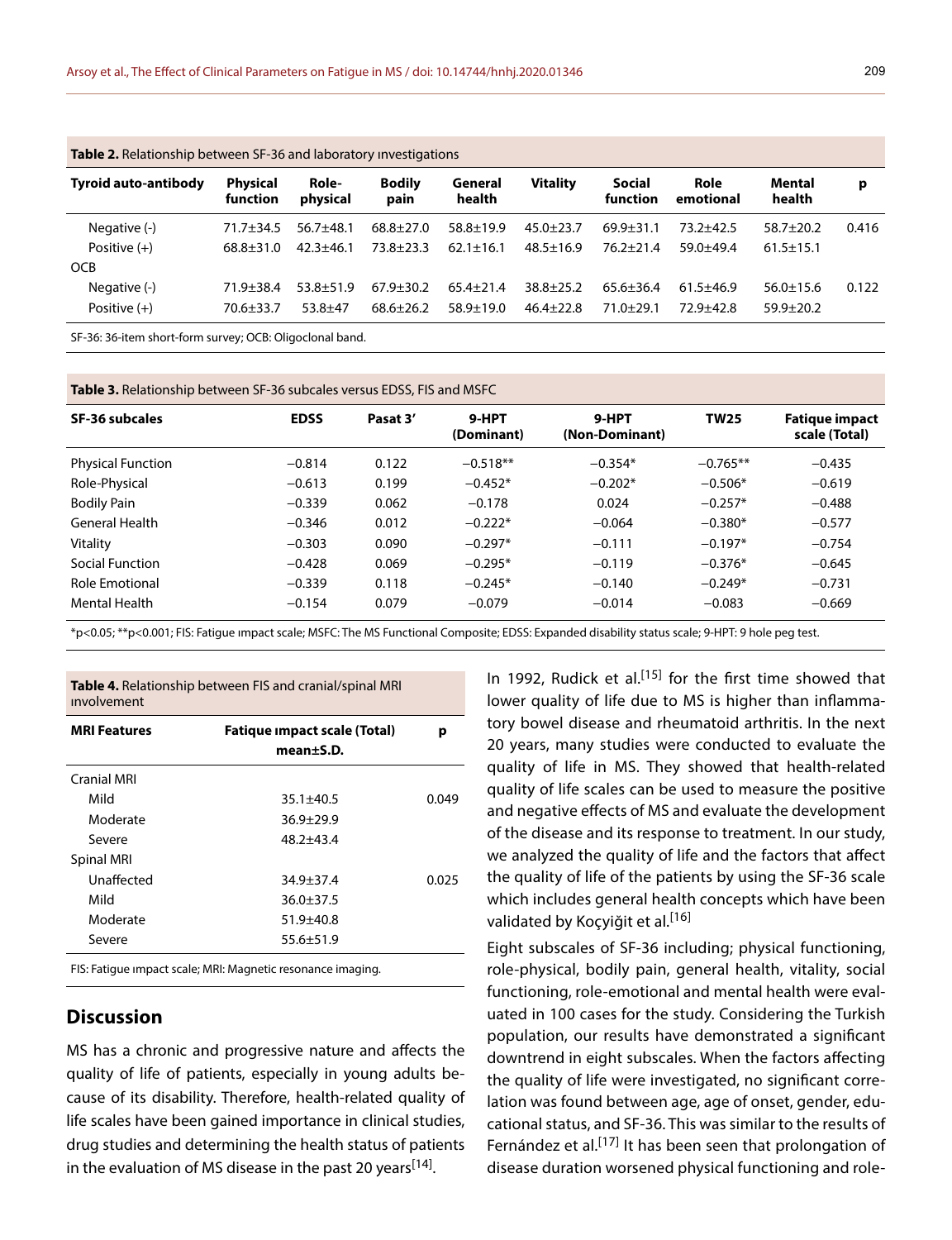**Table 2.** Relationship between SF-36 and laboratory ınvestigations

| Tyroid auto-antibody | Physical function | Role-physical | Bodily pain | General health | Vitality | Social function | Role emotional | Mental health | p |
|---|---|---|---|---|---|---|---|---|---|
| Negative (-) | 71.7±34.5 | 56.7±48.1 | 68.8±27.0 | 58.8±19.9 | 45.0±23.7 | 69.9±31.1 | 73.2±42.5 | 58.7±20.2 | 0.416 |
| Positive (+) | 68.8±31.0 | 42.3±46.1 | 73.8±23.3 | 62.1±16.1 | 48.5±16.9 | 76.2±21.4 | 59.0±49.4 | 61.5±15.1 | |
| OCB | | | | | | | | | |
| Negative (-) | 71.9±38.4 | 53.8±51.9 | 67.9±30.2 | 65.4±21.4 | 38.8±25.2 | 65.6±36.4 | 61.5±46.9 | 56.0±15.6 | 0.122 |
| Positive (+) | 70.6±33.7 | 53.8±47 | 68.6±26.2 | 58.9±19.0 | 46.4±22.8 | 71.0±29.1 | 72.9±42.8 | 59.9±20.2 | |

SF-36: 36-item short-form survey; OCB: Oligoclonal band.

**Table 3.** Relationship between SF-36 subcales versus EDSS, FIS and MSFC

| SF-36 subcales | EDSS | Pasat 3' | 9-HPT (Dominant) | 9-HPT (Non-Dominant) | TW25 | Fatique impact scale (Total) |
|---|---|---|---|---|---|---|
| Physical Function | −0.814 | 0.122 | −0.518** | −0.354* | −0.765** | −0.435 |
| Role-Physical | −0.613 | 0.199 | −0.452* | −0.202* | −0.506* | −0.619 |
| Bodily Pain | −0.339 | 0.062 | −0.178 | 0.024 | −0.257* | −0.488 |
| General Health | −0.346 | 0.012 | −0.222* | −0.064 | −0.380* | −0.577 |
| Vitality | −0.303 | 0.090 | −0.297* | −0.111 | −0.197* | −0.754 |
| Social Function | −0.428 | 0.069 | −0.295* | −0.119 | −0.376* | −0.645 |
| Role Emotional | −0.339 | 0.118 | −0.245* | −0.140 | −0.249* | −0.731 |
| Mental Health | −0.154 | 0.079 | −0.079 | −0.014 | −0.083 | −0.669 |

*p<0.05; **p<0.001; FIS: Fatigue ımpact scale; MSFC: The MS Functional Composite; EDSS: Expanded disability status scale; 9-HPT: 9 hole peg test.

**Table 4.** Relationship between FIS and cranial/spinal MRI ınvolvement

| MRI Features | Fatique ımpact scale (Total) mean±S.D. | p |
|---|---|---|
| Cranial MRI | | |
| Mild | 35.1±40.5 | 0.049 |
| Moderate | 36.9±29.9 | |
| Severe | 48.2±43.4 | |
| Spinal MRI | | |
| Unaffected | 34.9±37.4 | 0.025 |
| Mild | 36.0±37.5 | |
| Moderate | 51.9±40.8 | |
| Severe | 55.6±51.9 | |

FIS: Fatigue ımpact scale; MRI: Magnetic resonance imaging.

## Discussion

MS has a chronic and progressive nature and affects the quality of life of patients, especially in young adults because of its disability. Therefore, health-related quality of life scales have been gained importance in clinical studies, drug studies and determining the health status of patients in the evaluation of MS disease in the past 20 years[14].

In 1992, Rudick et al.[15] for the first time showed that lower quality of life due to MS is higher than inflammatory bowel disease and rheumatoid arthritis. In the next 20 years, many studies were conducted to evaluate the quality of life in MS. They showed that health-related quality of life scales can be used to measure the positive and negative effects of MS and evaluate the development of the disease and its response to treatment. In our study, we analyzed the quality of life and the factors that affect the quality of life of the patients by using the SF-36 scale which includes general health concepts which have been validated by Koçyiğit et al.[16]

Eight subscales of SF-36 including; physical functioning, role-physical, bodily pain, general health, vitality, social functioning, role-emotional and mental health were evaluated in 100 cases for the study. Considering the Turkish population, our results have demonstrated a significant downtrend in eight subscales. When the factors affecting the quality of life were investigated, no significant correlation was found between age, age of onset, gender, educational status, and SF-36. This was similar to the results of Fernández et al.[17] It has been seen that prolongation of disease duration worsened physical functioning and role-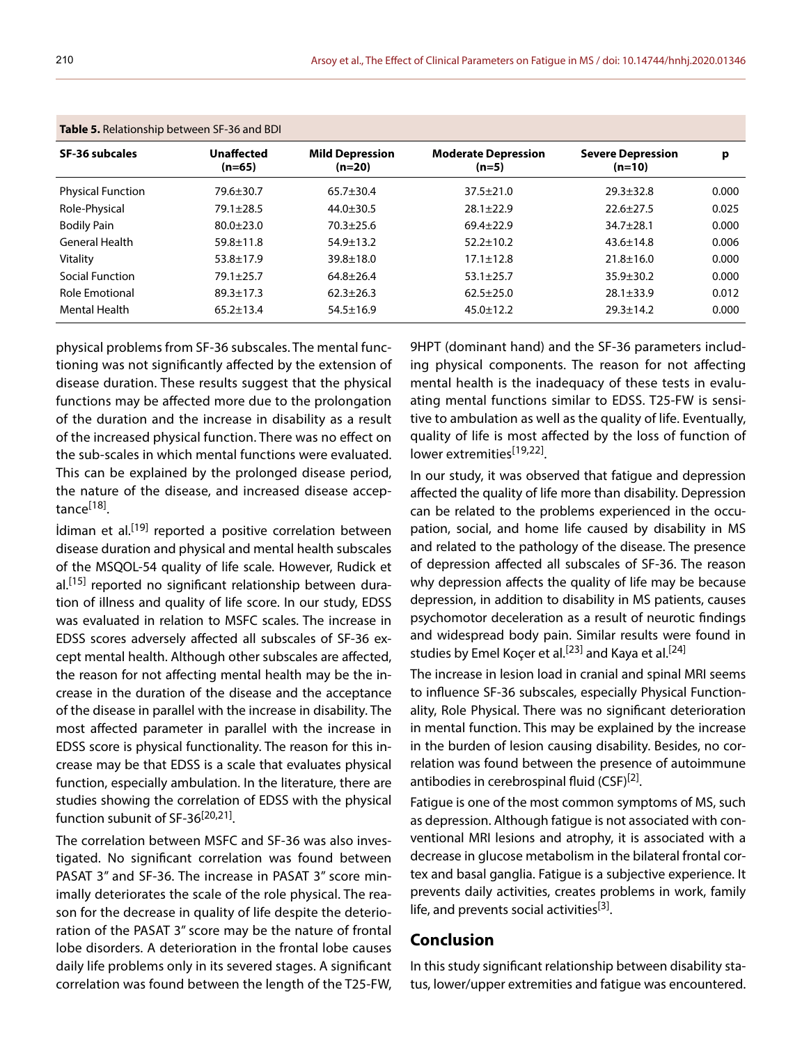**Table 5.** Relationship between SF-36 and BDI

| SF-36 subcales | Unaffected (n=65) | Mild Depression (n=20) | Moderate Depression (n=5) | Severe Depression (n=10) | p |
|---|---|---|---|---|---|
| Physical Function | 79.6±30.7 | 65.7±30.4 | 37.5±21.0 | 29.3±32.8 | 0.000 |
| Role-Physical | 79.1±28.5 | 44.0±30.5 | 28.1±22.9 | 22.6±27.5 | 0.025 |
| Bodily Pain | 80.0±23.0 | 70.3±25.6 | 69.4±22.9 | 34.7±28.1 | 0.000 |
| General Health | 59.8±11.8 | 54.9±13.2 | 52.2±10.2 | 43.6±14.8 | 0.006 |
| Vitality | 53.8±17.9 | 39.8±18.0 | 17.1±12.8 | 21.8±16.0 | 0.000 |
| Social Function | 79.1±25.7 | 64.8±26.4 | 53.1±25.7 | 35.9±30.2 | 0.000 |
| Role Emotional | 89.3±17.3 | 62.3±26.3 | 62.5±25.0 | 28.1±33.9 | 0.012 |
| Mental Health | 65.2±13.4 | 54.5±16.9 | 45.0±12.2 | 29.3±14.2 | 0.000 |

physical problems from SF-36 subscales. The mental functioning was not significantly affected by the extension of disease duration. These results suggest that the physical functions may be affected more due to the prolongation of the duration and the increase in disability as a result of the increased physical function. There was no effect on the sub-scales in which mental functions were evaluated. This can be explained by the prolonged disease period, the nature of the disease, and increased disease acceptance[18].

İdiman et al.[19] reported a positive correlation between disease duration and physical and mental health subscales of the MSQOL-54 quality of life scale. However, Rudick et al.[15] reported no significant relationship between duration of illness and quality of life score. In our study, EDSS was evaluated in relation to MSFC scales. The increase in EDSS scores adversely affected all subscales of SF-36 except mental health. Although other subscales are affected, the reason for not affecting mental health may be the increase in the duration of the disease and the acceptance of the disease in parallel with the increase in disability. The most affected parameter in parallel with the increase in EDSS score is physical functionality. The reason for this increase may be that EDSS is a scale that evaluates physical function, especially ambulation. In the literature, there are studies showing the correlation of EDSS with the physical function subunit of SF-36[20,21].

The correlation between MSFC and SF-36 was also investigated. No significant correlation was found between PASAT 3" and SF-36. The increase in PASAT 3" score minimally deteriorates the scale of the role physical. The reason for the decrease in quality of life despite the deterioration of the PASAT 3" score may be the nature of frontal lobe disorders. A deterioration in the frontal lobe causes daily life problems only in its severed stages. A significant correlation was found between the length of the T25-FW, 9HPT (dominant hand) and the SF-36 parameters including physical components. The reason for not affecting mental health is the inadequacy of these tests in evaluating mental functions similar to EDSS. T25-FW is sensitive to ambulation as well as the quality of life. Eventually, quality of life is most affected by the loss of function of lower extremities[19,22].

In our study, it was observed that fatigue and depression affected the quality of life more than disability. Depression can be related to the problems experienced in the occupation, social, and home life caused by disability in MS and related to the pathology of the disease. The presence of depression affected all subscales of SF-36. The reason why depression affects the quality of life may be because depression, in addition to disability in MS patients, causes psychomotor deceleration as a result of neurotic findings and widespread body pain. Similar results were found in studies by Emel Koçer et al.[23] and Kaya et al.[24]

The increase in lesion load in cranial and spinal MRI seems to influence SF-36 subscales, especially Physical Functionality, Role Physical. There was no significant deterioration in mental function. This may be explained by the increase in the burden of lesion causing disability. Besides, no correlation was found between the presence of autoimmune antibodies in cerebrospinal fluid (CSF)[2].

Fatigue is one of the most common symptoms of MS, such as depression. Although fatigue is not associated with conventional MRI lesions and atrophy, it is associated with a decrease in glucose metabolism in the bilateral frontal cortex and basal ganglia. Fatigue is a subjective experience. It prevents daily activities, creates problems in work, family life, and prevents social activities[3].

## Conclusion

In this study significant relationship between disability status, lower/upper extremities and fatigue was encountered.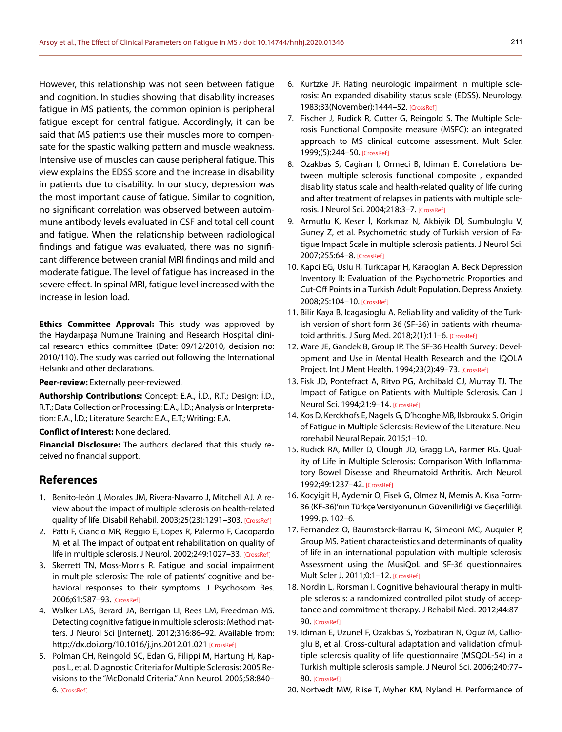However, this relationship was not seen between fatigue and cognition. In studies showing that disability increases fatigue in MS patients, the common opinion is peripheral fatigue except for central fatigue. Accordingly, it can be said that MS patients use their muscles more to compensate for the spastic walking pattern and muscle weakness. Intensive use of muscles can cause peripheral fatigue. This view explains the EDSS score and the increase in disability in patients due to disability. In our study, depression was the most important cause of fatigue. Similar to cognition, no significant correlation was observed between autoimmune antibody levels evaluated in CSF and total cell count and fatigue. When the relationship between radiological findings and fatigue was evaluated, there was no significant difference between cranial MRI findings and mild and moderate fatigue. The level of fatigue has increased in the severe effect. In spinal MRI, fatigue level increased with the increase in lesion load.

**Ethics Committee Approval:** This study was approved by the Haydarpaşa Numune Training and Research Hospital clinical research ethics committee (Date: 09/12/2010, decision no: 2010/110). The study was carried out following the International Helsinki and other declarations.

**Peer-review:** Externally peer-reviewed.

**Authorship Contributions:** Concept: E.A., İ.D., R.T.; Design: İ.D., R.T.; Data Collection or Processing: E.A., İ.D.; Analysis or Interpretation: E.A., İ.D.; Literature Search: E.A., E.T.; Writing: E.A.

**Conflict of Interest:** None declared.

**Financial Disclosure:** The authors declared that this study received no financial support.

## References

1. Benito-león J, Morales JM, Rivera-Navarro J, Mitchell AJ. A review about the impact of multiple sclerosis on health-related quality of life. Disabil Rehabil. 2003;25(23):1291–303. [CrossRef]
2. Patti F, Ciancio MR, Reggio E, Lopes R, Palermo F, Cacopardo M, et al. The impact of outpatient rehabilitation on quality of life in multiple sclerosis. J Neurol. 2002;249:1027–33. [CrossRef]
3. Skerrett TN, Moss-Morris R. Fatigue and social impairment in multiple sclerosis: The role of patients' cognitive and behavioral responses to their symptoms. J Psychosom Res. 2006;61:587–93. [CrossRef]
4. Walker LAS, Berard JA, Berrigan LI, Rees LM, Freedman MS. Detecting cognitive fatigue in multiple sclerosis: Method matters. J Neurol Sci [Internet]. 2012;316:86–92. Available from: http://dx.doi.org/10.1016/j.jns.2012.01.021 [CrossRef]
5. Polman CH, Reingold SC, Edan G, Filippi M, Hartung H, Kappos L, et al. Diagnostic Criteria for Multiple Sclerosis: 2005 Revisions to the "McDonald Criteria." Ann Neurol. 2005;58:840–6. [CrossRef]
6. Kurtzke JF. Rating neurologic impairment in multiple sclerosis: An expanded disability status scale (EDSS). Neurology. 1983;33(November):1444–52. [CrossRef]
7. Fischer J, Rudick R, Cutter G, Reingold S. The Multiple Sclerosis Functional Composite measure (MSFC): an integrated approach to MS clinical outcome assessment. Mult Scler. 1999;(5):244–50. [CrossRef]
8. Ozakbas S, Cagiran I, Ormeci B, Idiman E. Correlations between multiple sclerosis functional composite , expanded disability status scale and health-related quality of life during and after treatment of relapses in patients with multiple sclerosis. J Neurol Sci. 2004;218:3–7. [CrossRef]
9. Armutlu K, Keser İ, Korkmaz N, Akbiyik Dİ, Sumbuloglu V, Guney Z, et al. Psychometric study of Turkish version of Fatigue Impact Scale in multiple sclerosis patients. J Neurol Sci. 2007;255:64–8. [CrossRef]
10. Kapci EG, Uslu R, Turkcapar H, Karaoglan A. Beck Depression Inventory II: Evaluation of the Psychometric Proporties and Cut-Off Points in a Turkish Adult Population. Depress Anxiety. 2008;25:104–10. [CrossRef]
11. Bilir Kaya B, Icagasioglu A. Reliability and validity of the Turkish version of short form 36 (SF-36) in patients with rheumatoid arthritis. J Surg Med. 2018;2(1):11–6. [CrossRef]
12. Ware JE, Gandek B, Group IP. The SF-36 Health Survey: Development and Use in Mental Health Research and the IQOLA Project. Int J Ment Health. 1994;23(2):49–73. [CrossRef]
13. Fisk JD, Pontefract A, Ritvo PG, Archibald CJ, Murray TJ. The Impact of Fatigue on Patients with Multiple Sclerosis. Can J Neurol Sci. 1994;21:9–14. [CrossRef]
14. Kos D, Kerckhofs E, Nagels G, D'hooghe MB, Ilsbroukx S. Origin of Fatigue in Multiple Sclerosis: Review of the Literature. Neurorehabil Neural Repair. 2015;1–10.
15. Rudick RA, Miller D, Clough JD, Gragg LA, Farmer RG. Quality of Life in Multiple Sclerosis: Comparison With Inflammatory Bowel Disease and Rheumatoid Arthritis. Arch Neurol. 1992;49:1237–42. [CrossRef]
16. Kocyigit H, Aydemir O, Fisek G, Olmez N, Memis A. Kısa Form-36 (KF-36)'nın Türkçe Versiyonunun Güvenilirliği ve Geçerliliği. 1999. p. 102–6.
17. Fernandez O, Baumstarck-Barrau K, Simeoni MC, Auquier P, Group MS. Patient characteristics and determinants of quality of life in an international population with multiple sclerosis: Assessment using the MusiQoL and SF-36 questionnaires. Mult Scler J. 2011;0:1–12. [CrossRef]
18. Nordin L, Rorsman I. Cognitive behavioural therapy in multiple sclerosis: a randomized controlled pilot study of acceptance and commitment therapy. J Rehabil Med. 2012;44:87–90. [CrossRef]
19. Idiman E, Uzunel F, Ozakbas S, Yozbatiran N, Oguz M, Callioglu B, et al. Cross-cultural adaptation and validation ofmultiple sclerosis quality of life questionnaire (MSQOL-54) in a Turkish multiple sclerosis sample. J Neurol Sci. 2006;240:77–80. [CrossRef]
20. Nortvedt MW, Riise T, Myher KM, Nyland H. Performance of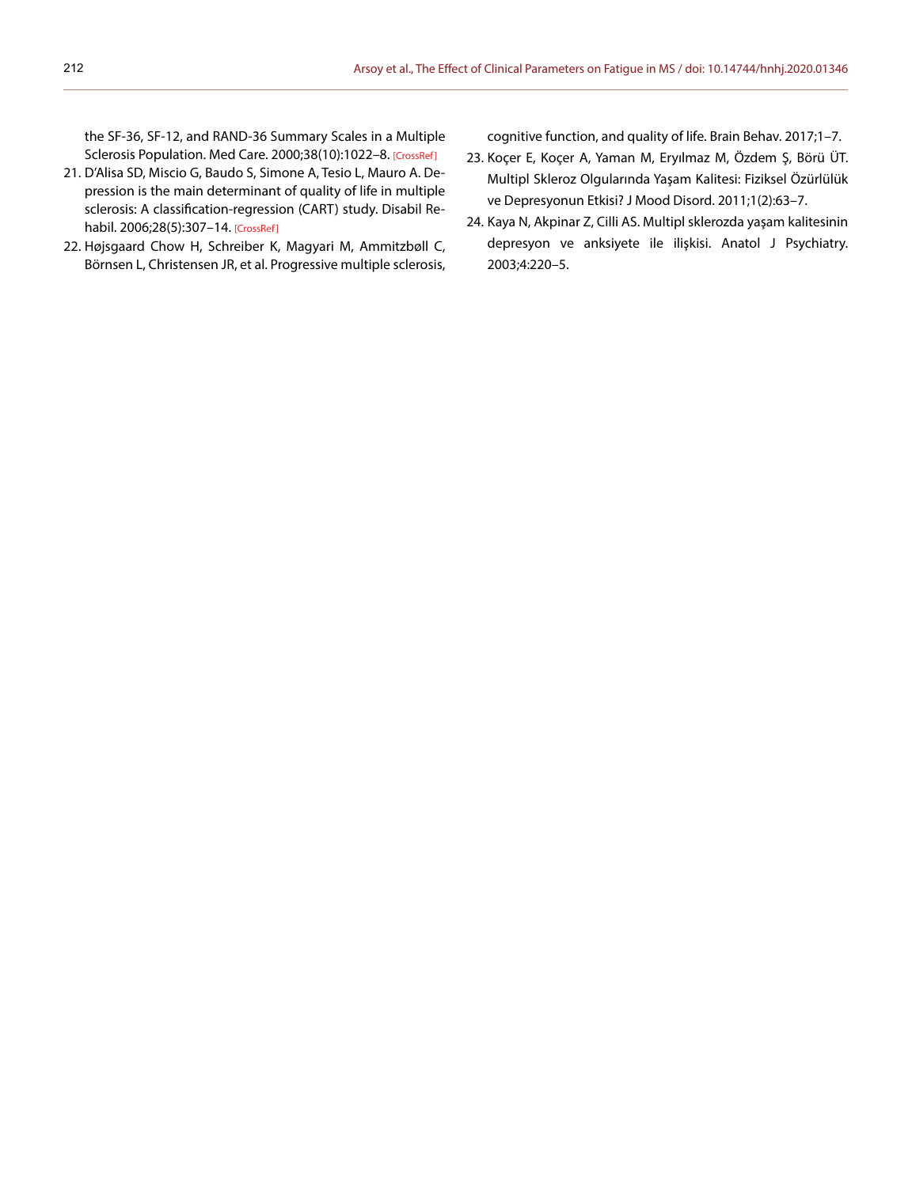the SF-36, SF-12, and RAND-36 Summary Scales in a Multiple Sclerosis Population. Med Care. 2000;38(10):1022–8. [CrossRef]

21. D'Alisa SD, Miscio G, Baudo S, Simone A, Tesio L, Mauro A. Depression is the main determinant of quality of life in multiple sclerosis: A classification-regression (CART) study. Disabil Rehabil. 2006;28(5):307–14. [CrossRef]
22. Højsgaard Chow H, Schreiber K, Magyari M, Ammitzbøll C, Börnsen L, Christensen JR, et al. Progressive multiple sclerosis, cognitive function, and quality of life. Brain Behav. 2017;1–7.
23. Koçer E, Koçer A, Yaman M, Eryılmaz M, Özdem Ş, Börü ÜT. Multipl Skleroz Olgularında Yaşam Kalitesi: Fiziksel Özürlülük ve Depresyonun Etkisi? J Mood Disord. 2011;1(2):63–7.
24. Kaya N, Akpinar Z, Cilli AS. Multipl sklerozda yaşam kalitesinin depresyon ve anksiyete ile ilişkisi. Anatol J Psychiatry. 2003;4:220–5.